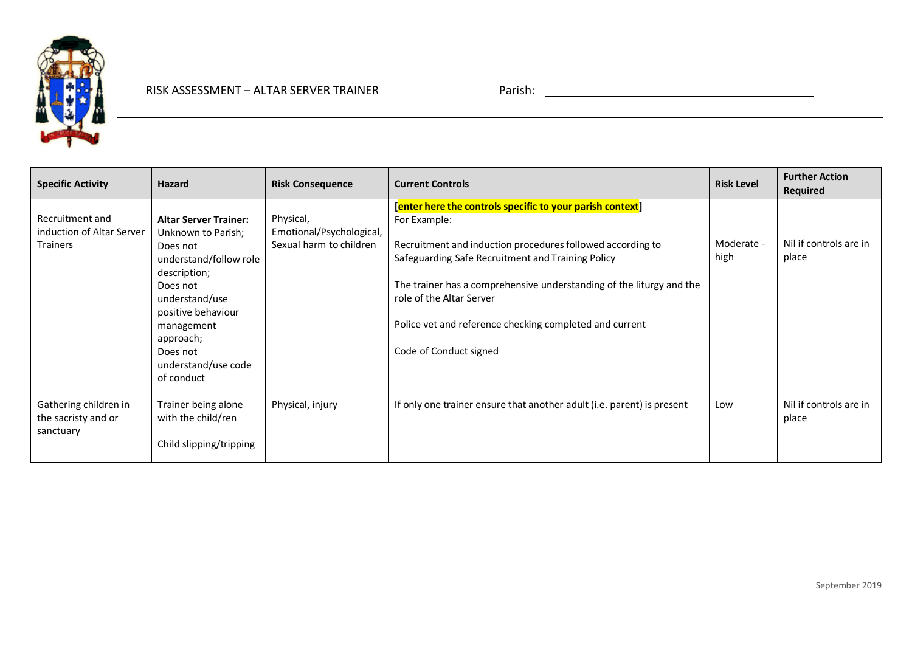RISK ASSESSMENT – ALTAR SERVER TRAINER

Parish: ______________________________

| Specific Activity | Hazard | Risk Consequence | Current Controls | Risk Level | Further Action Required |
|---|---|---|---|---|---|
| Recruitment and induction of Altar Server Trainers | **Altar Server Trainer:** Unknown to Parish; Does not understand/follow role description; Does not understand/use positive behaviour management approach; Does not understand/use code of conduct | Physical, Emotional/Psychological, Sexual harm to children | **[enter here the controls specific to your parish context]** For Example: <br><br> Recruitment and induction procedures followed according to Safeguarding Safe Recruitment and Training Policy <br><br> The trainer has a comprehensive understanding of the liturgy and the role of the Altar Server <br><br> Police vet and reference checking completed and current <br><br> Code of Conduct signed | Moderate - high | Nil if controls are in place |
| Gathering children in the sacristy and or sanctuary | Trainer being alone with the child/ren <br><br> Child slipping/tripping | Physical, injury | If only one trainer ensure that another adult (i.e. parent) is present | Low | Nil if controls are in place |

September 2019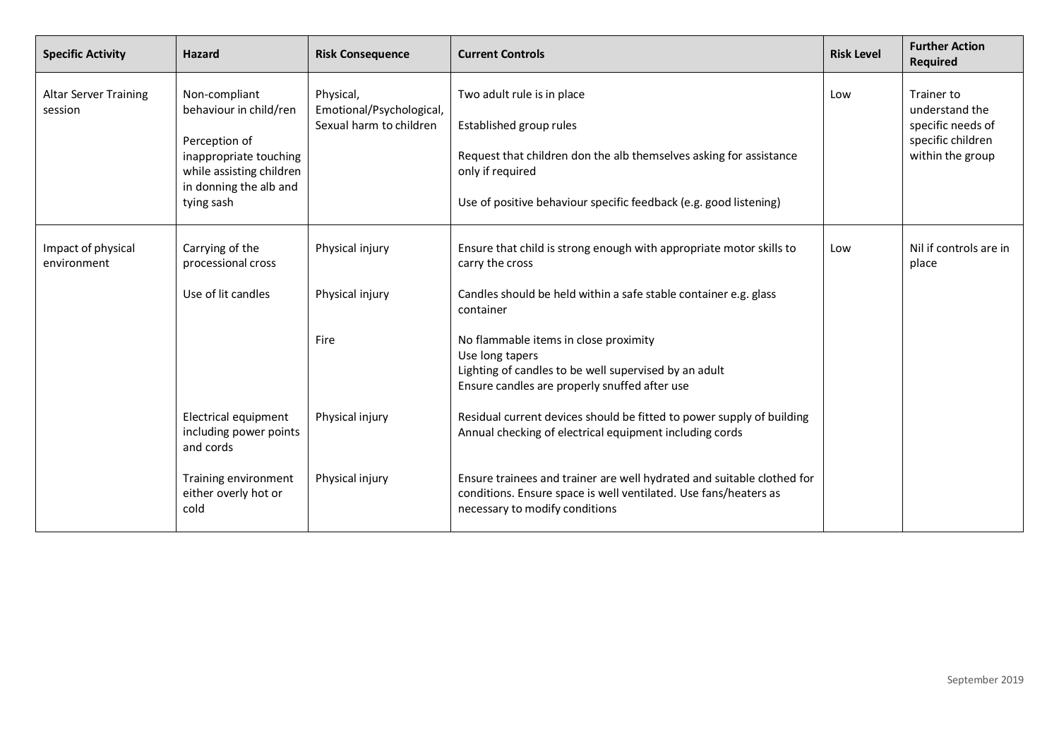| Specific Activity | Hazard | Risk Consequence | Current Controls | Risk Level | Further Action Required |
|---|---|---|---|---|---|
| Altar Server Training session | Non-compliant behaviour in child/ren<br><br>Perception of inappropriate touching while assisting children in donning the alb and tying sash | Physical, Emotional/Psychological, Sexual harm to children | Two adult rule is in place<br><br>Established group rules<br><br>Request that children don the alb themselves asking for assistance only if required<br><br>Use of positive behaviour specific feedback (e.g. good listening) | Low | Trainer to understand the specific needs of specific children within the group |
| Impact of physical environment | Carrying of the processional cross<br><br>Use of lit candles<br><br><br><br><br>Electrical equipment including power points and cords<br><br>Training environment either overly hot or cold | Physical injury<br><br>Physical injury<br><br>Fire<br><br><br><br>Physical injury<br><br>Physical injury | Ensure that child is strong enough with appropriate motor skills to carry the cross<br><br>Candles should be held within a safe stable container e.g. glass container<br><br>No flammable items in close proximity<br>Use long tapers<br>Lighting of candles to be well supervised by an adult<br>Ensure candles are properly snuffed after use<br><br>Residual current devices should be fitted to power supply of building<br>Annual checking of electrical equipment including cords<br><br>Ensure trainees and trainer are well hydrated and suitable clothed for conditions. Ensure space is well ventilated. Use fans/heaters as necessary to modify conditions | Low | Nil if controls are in place |

September 2019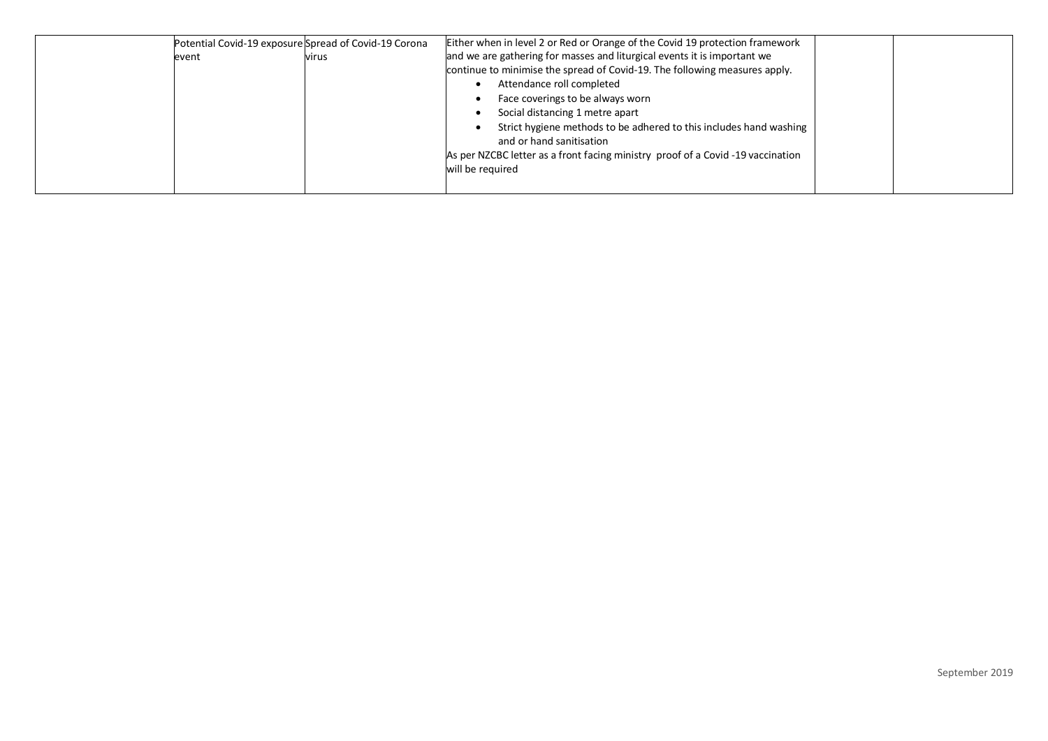| | | | | | |
|---|---|---|---|---|---|
| | Potential Covid-19 exposure event | Spread of Covid-19 Corona virus | Either when in level 2 or Red or Orange of the Covid 19 protection framework and we are gathering for masses and liturgical events it is important we continue to minimise the spread of Covid-19. The following measures apply.<br>• Attendance roll completed<br>• Face coverings to be always worn<br>• Social distancing 1 metre apart<br>• Strict hygiene methods to be adhered to this includes hand washing and or hand sanitisation<br>As per NZCBC letter as a front facing ministry proof of a Covid -19 vaccination will be required | | |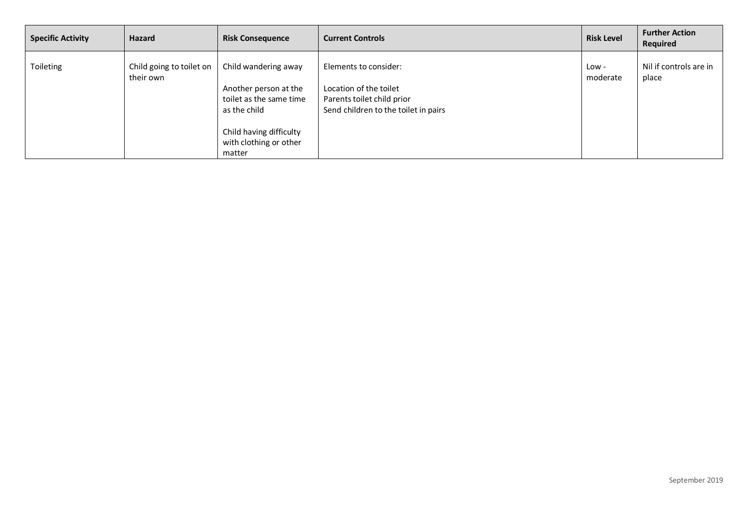| Specific Activity | Hazard | Risk Consequence | Current Controls | Risk Level | Further Action Required |
|---|---|---|---|---|---|
| Toileting | Child going to toilet on their own | Child wandering away<br><br>Another person at the toilet as the same time as the child<br><br>Child having difficulty with clothing or other matter | Elements to consider:<br><br>Location of the toilet<br>Parents toilet child prior<br>Send children to the toilet in pairs | Low - moderate | Nil if controls are in place |